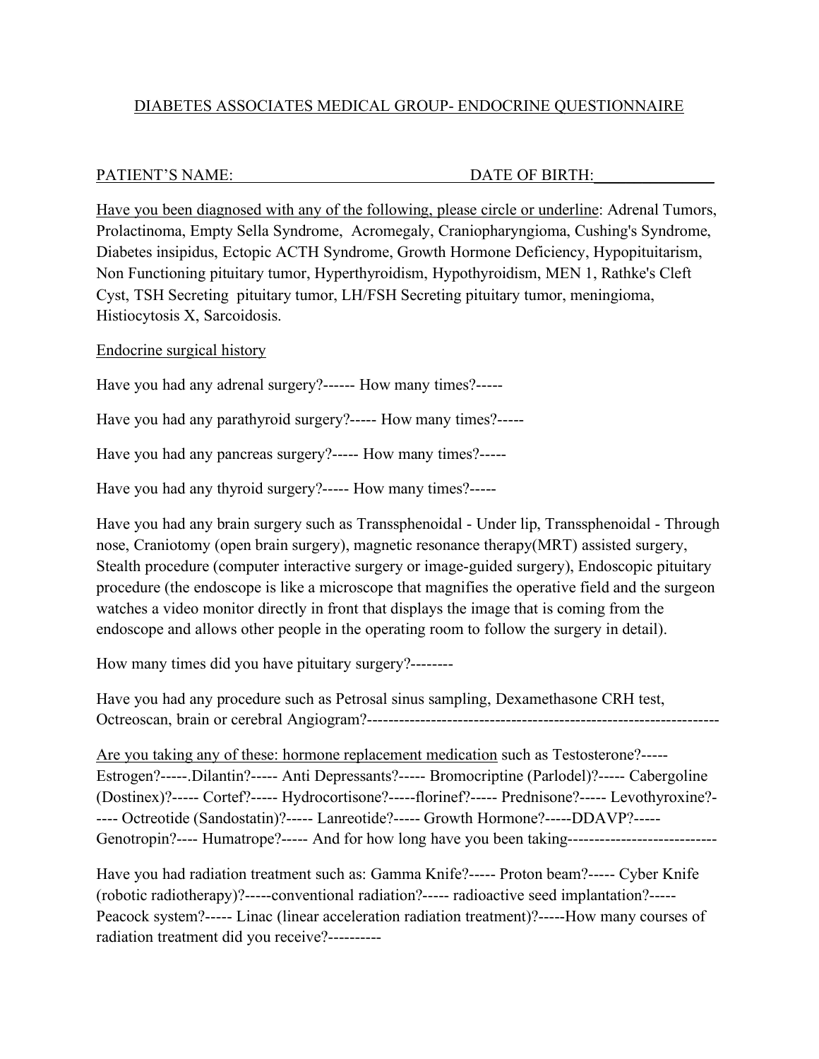# DIABETES ASSOCIATES MEDICAL GROUP- ENDOCRINE QUESTIONNAIRE

PATIENT'S NAME: ______________________________ DATE OF BIRTH: _______________

Have you been diagnosed with any of the following, please circle or underline: Adrenal Tumors, Prolactinoma, Empty Sella Syndrome, Acromegaly, Craniopharyngioma, Cushing's Syndrome, Diabetes insipidus, Ectopic ACTH Syndrome, Growth Hormone Deficiency, Hypopituitarism, Non Functioning pituitary tumor, Hyperthyroidism, Hypothyroidism, MEN 1, Rathke's Cleft Cyst, TSH Secreting pituitary tumor, LH/FSH Secreting pituitary tumor, meningioma, Histiocytosis X, Sarcoidosis.

## Endocrine surgical history

Have you had any adrenal surgery?------ How many times?-----

Have you had any parathyroid surgery?----- How many times?-----

Have you had any pancreas surgery?----- How many times?-----

Have you had any thyroid surgery?----- How many times?-----

Have you had any brain surgery such as Transsphenoidal - Under lip, Transsphenoidal - Through nose, Craniotomy (open brain surgery), magnetic resonance therapy(MRT) assisted surgery, Stealth procedure (computer interactive surgery or image-guided surgery), Endoscopic pituitary procedure (the endoscope is like a microscope that magnifies the operative field and the surgeon watches a video monitor directly in front that displays the image that is coming from the endoscope and allows other people in the operating room to follow the surgery in detail).

How many times did you have pituitary surgery?--------

Have you had any procedure such as Petrosal sinus sampling, Dexamethasone CRH test, Octreoscan, brain or cerebral Angiogram?-----------------------------------------------------------------

Are you taking any of these: hormone replacement medication such as Testosterone?----- Estrogen?-----.Dilantin?----- Anti Depressants?----- Bromocriptine (Parlodel)?----- Cabergoline (Dostinex)?----- Cortef?----- Hydrocortisone?-----florinef?----- Prednisone?----- Levothyroxine?----- Octreotide (Sandostatin)?----- Lanreotide?----- Growth Hormone?-----DDAVP?----- Genotropin?---- Humatrope?----- And for how long have you been taking---------------------------

Have you had radiation treatment such as: Gamma Knife?----- Proton beam?----- Cyber Knife (robotic radiotherapy)?-----conventional radiation?----- radioactive seed implantation?----- Peacock system?----- Linac (linear acceleration radiation treatment)?-----How many courses of radiation treatment did you receive?----------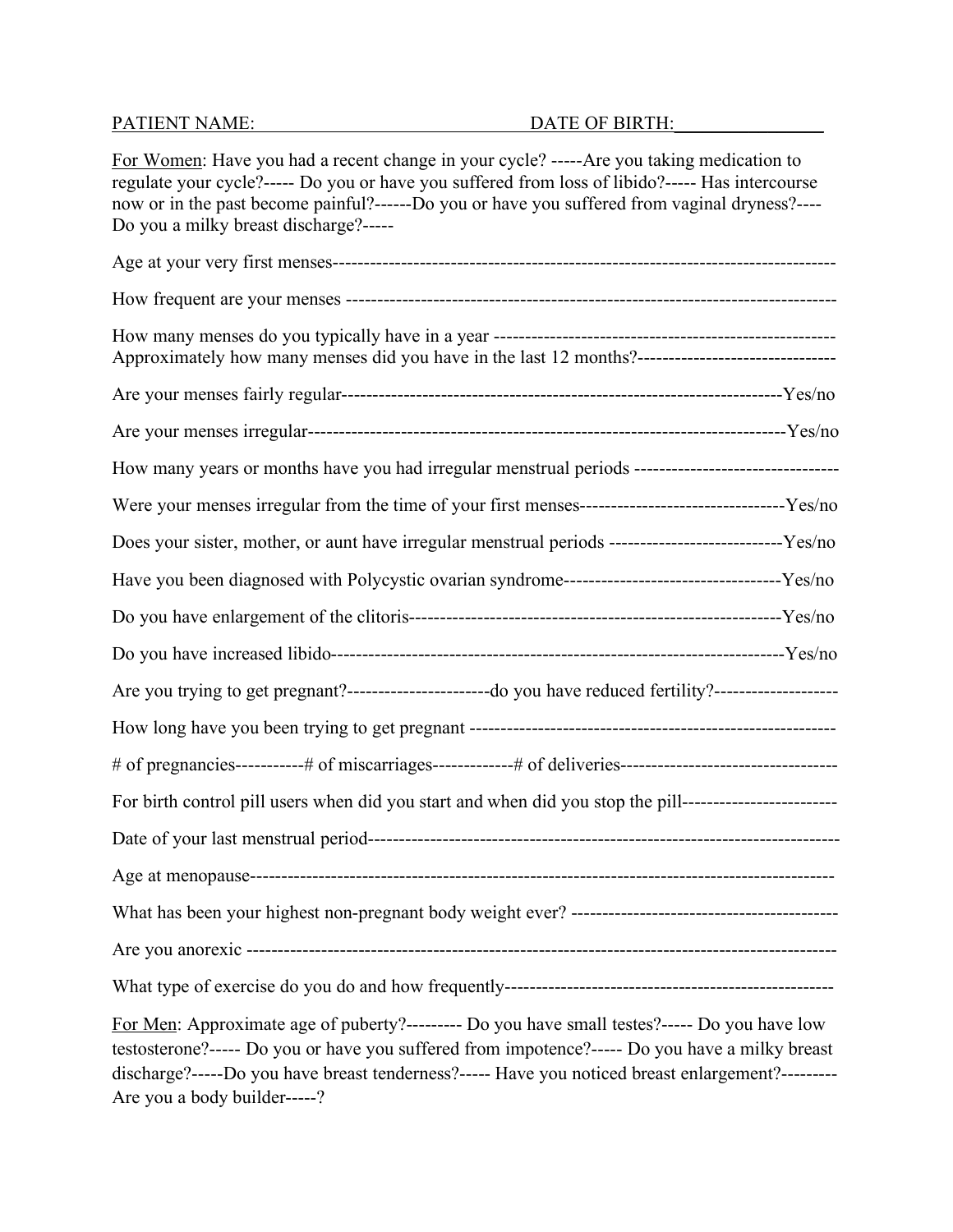PATIENT NAME: DATE OF BIRTH:\_\_\_\_\_\_\_\_\_\_\_\_\_\_\_\_

<u>For Women</u>: Have you had a recent change in your cycle? -----Are you taking medication to regulate your cycle?----- Do you or have you suffered from loss of libido?----- Has intercourse now or in the past become painful?------Do you or have you suffered from vaginal dryness?---- Do you a milky breast discharge?-----

Age at your very first menses------------------------------------------------------------------------------

How frequent are your menses --------------------------------------------------------------------------------

How many menses do you typically have in a year -------------------------------------------------------
Approximately how many menses did you have in the last 12 months?-------------------------------

Are your menses fairly regular---------------------------------------------------------------------Yes/no

Are your menses irregular--------------------------------------------------------------------------Yes/no

How many years or months have you had irregular menstrual periods ---------------------------------

Were your menses irregular from the time of your first menses---------------------------------Yes/no

Does your sister, mother, or aunt have irregular menstrual periods ----------------------------Yes/no

Have you been diagnosed with Polycystic ovarian syndrome-----------------------------------Yes/no

Do you have enlargement of the clitoris-----------------------------------------------------------Yes/no

Do you have increased libido-----------------------------------------------------------------------Yes/no

Are you trying to get pregnant?-----------------------do you have reduced fertility?--------------------

How long have you been trying to get pregnant -----------------------------------------------------------

# of pregnancies-----------# of miscarriages-------------# of deliveries-----------------------------------

For birth control pill users when did you start and when did you stop the pill-------------------------

Date of your last menstrual period-----------------------------------------------------------------------------

Age at menopause------------------------------------------------------------------------------------------------

What has been your highest non-pregnant body weight ever? -------------------------------------------

Are you anorexic ---------------------------------------------------------------------------------------------------

What type of exercise do you do and how frequently-----------------------------------------------------

<u>For Men</u>: Approximate age of puberty?--------- Do you have small testes?----- Do you have low testosterone?----- Do you or have you suffered from impotence?----- Do you have a milky breast discharge?-----Do you have breast tenderness?----- Have you noticed breast enlargement?--------- Are you a body builder-----?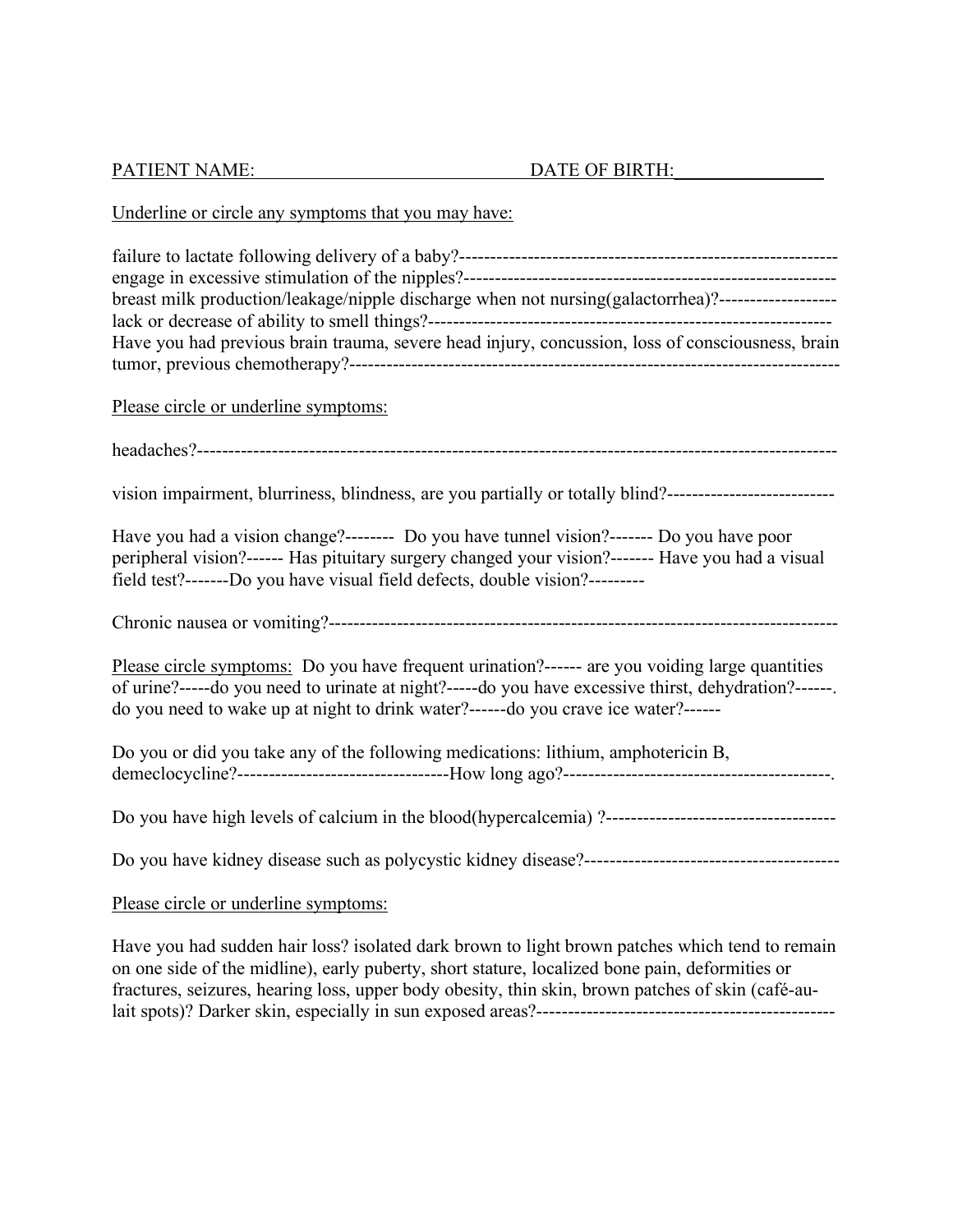PATIENT NAME: DATE OF BIRTH:________________

Underline or circle any symptoms that you may have:

failure to lactate following delivery of a baby?-------------------------------------------------------------
engage in excessive stimulation of the nipples?------------------------------------------------------------
breast milk production/leakage/nipple discharge when not nursing(galactorrhea)?-------------------
lack or decrease of ability to smell things?----------------------------------------------------------------
Have you had previous brain trauma, severe head injury, concussion, loss of consciousness, brain tumor, previous chemotherapy?-------------------------------------------------------------------------------

Please circle or underline symptoms:

headaches?-----------------------------------------------------------------------------------------------------

vision impairment, blurriness, blindness, are you partially or totally blind?---------------------------

Have you had a vision change?-------- Do you have tunnel vision?------- Do you have poor peripheral vision?------ Has pituitary surgery changed your vision?------- Have you had a visual field test?-------Do you have visual field defects, double vision?---------

Chronic nausea or vomiting?-----------------------------------------------------------------------------------

Please circle symptoms: Do you have frequent urination?------ are you voiding large quantities of urine?-----do you need to urinate at night?-----do you have excessive thirst, dehydration?------. do you need to wake up at night to drink water?------do you crave ice water?------

Do you or did you take any of the following medications: lithium, amphotericin B, demeclocycline?----------------------------------How long ago?-------------------------------------------.

Do you have high levels of calcium in the blood(hypercalcemia) ?-------------------------------------

Do you have kidney disease such as polycystic kidney disease?-----------------------------------------

Please circle or underline symptoms:

Have you had sudden hair loss? isolated dark brown to light brown patches which tend to remain on one side of the midline), early puberty, short stature, localized bone pain, deformities or fractures, seizures, hearing loss, upper body obesity, thin skin, brown patches of skin (café-au-lait spots)? Darker skin, especially in sun exposed areas?------------------------------------------------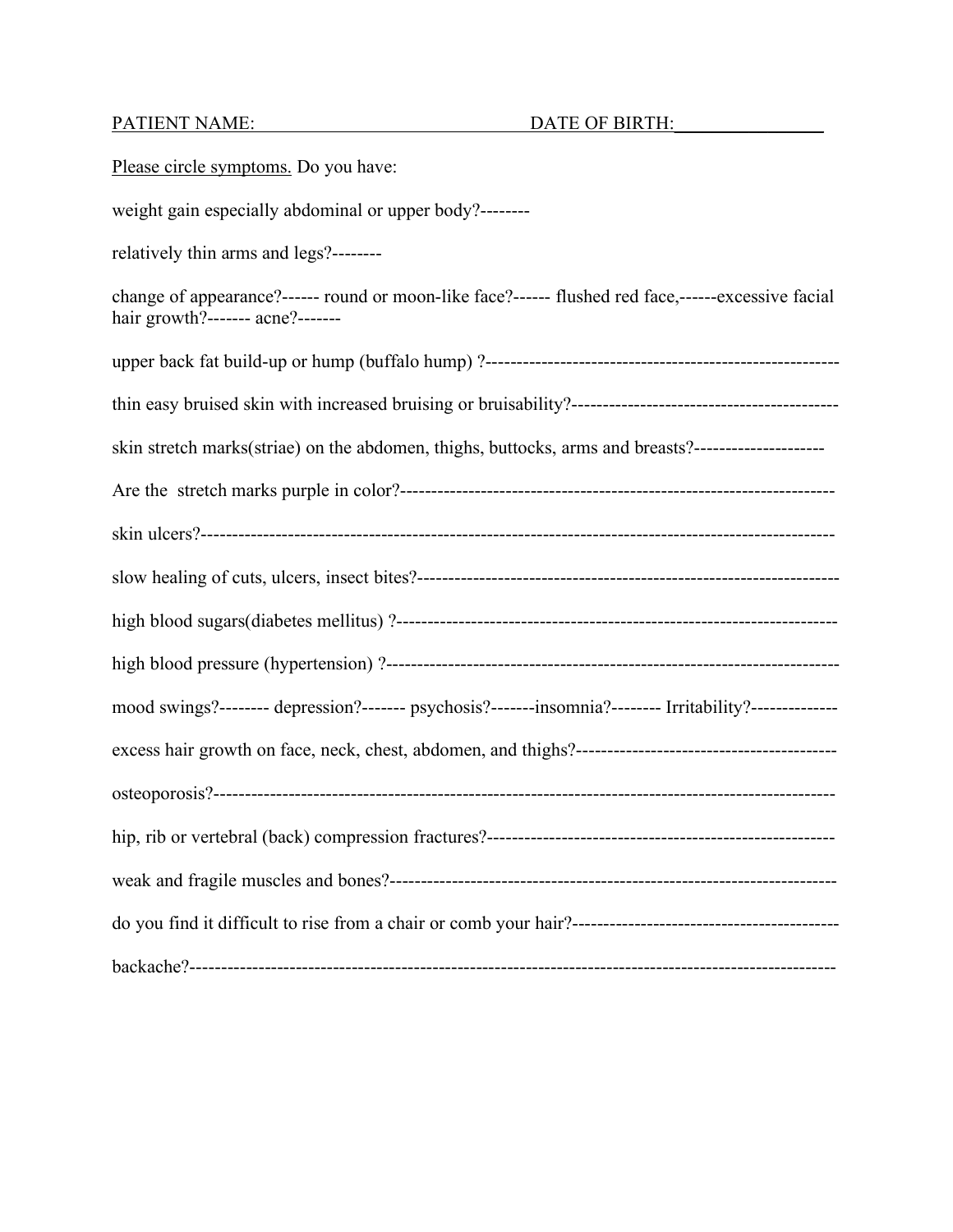PATIENT NAME: DATE OF BIRTH:________________

Please circle symptoms. Do you have:

weight gain especially abdominal or upper body?--------

relatively thin arms and legs?--------

change of appearance?------ round or moon-like face?------ flushed red face,------excessive facial hair growth?------- acne?-------

upper back fat build-up or hump (buffalo hump) ?--------------------------------------------------------

thin easy bruised skin with increased bruising or bruisability?-------------------------------------------

skin stretch marks(striae) on the abdomen, thighs, buttocks, arms and breasts?---------------------

Are the stretch marks purple in color?---------------------------------------------------------------------

skin ulcers?-----------------------------------------------------------------------------------------------------

slow healing of cuts, ulcers, insect bites?--------------------------------------------------------------------

high blood sugars(diabetes mellitus) ?----------------------------------------------------------------------

high blood pressure (hypertension) ?-------------------------------------------------------------------------

mood swings?-------- depression?------- psychosis?-------insomnia?-------- Irritability?-------------

excess hair growth on face, neck, chest, abdomen, and thighs?------------------------------------------

osteoporosis?---------------------------------------------------------------------------------------------------

hip, rib or vertebral (back) compression fractures?-------------------------------------------------------

weak and fragile muscles and bones?-------------------------------------------------------------------------

do you find it difficult to rise from a chair or comb your hair?-------------------------------------------

backache?-------------------------------------------------------------------------------------------------------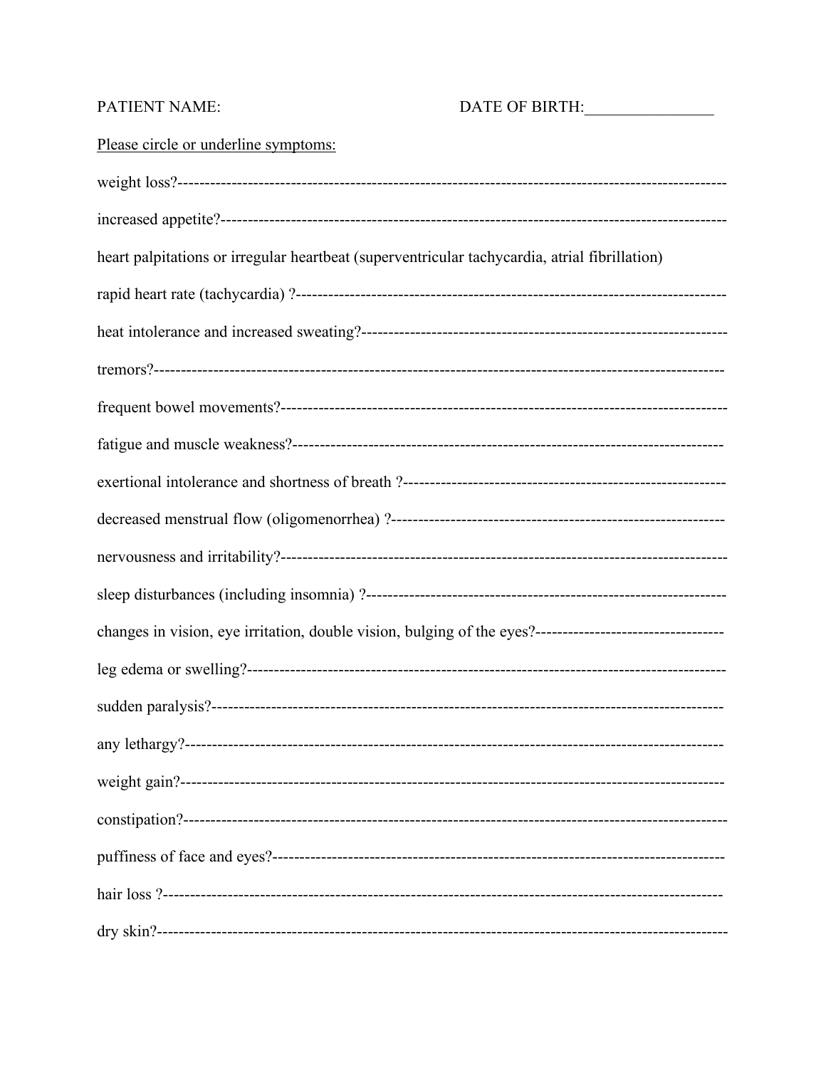PATIENT NAME: DATE OF BIRTH:________________

<u>Please circle or underline symptoms:</u>

weight loss?----------------------------------------------------------------------------------------------------

increased appetite?---------------------------------------------------------------------------------------------

heart palpitations or irregular heartbeat (superventricular tachycardia, atrial fibrillation)

rapid heart rate (tachycardia) ?-------------------------------------------------------------------------------

heat intolerance and increased sweating?-------------------------------------------------------------------

tremors?---------------------------------------------------------------------------------------------------------

frequent bowel movements?-----------------------------------------------------------------------------------

fatigue and muscle weakness?--------------------------------------------------------------------------------

exertional intolerance and shortness of breath ?-----------------------------------------------------------

decreased menstrual flow (oligomenorrhea) ?--------------------------------------------------------------

nervousness and irritability?-----------------------------------------------------------------------------------

sleep disturbances (including insomnia) ?------------------------------------------------------------------

changes in vision, eye irritation, double vision, bulging of the eyes?-----------------------------------

leg edema or swelling?----------------------------------------------------------------------------------------

sudden paralysis?----------------------------------------------------------------------------------------------

any lethargy?---------------------------------------------------------------------------------------------------

weight gain?----------------------------------------------------------------------------------------------------

constipation?----------------------------------------------------------------------------------------------------

puffiness of face and eyes?------------------------------------------------------------------------------------

hair loss ?--------------------------------------------------------------------------------------------------------

dry skin?----------------------------------------------------------------------------------------------------------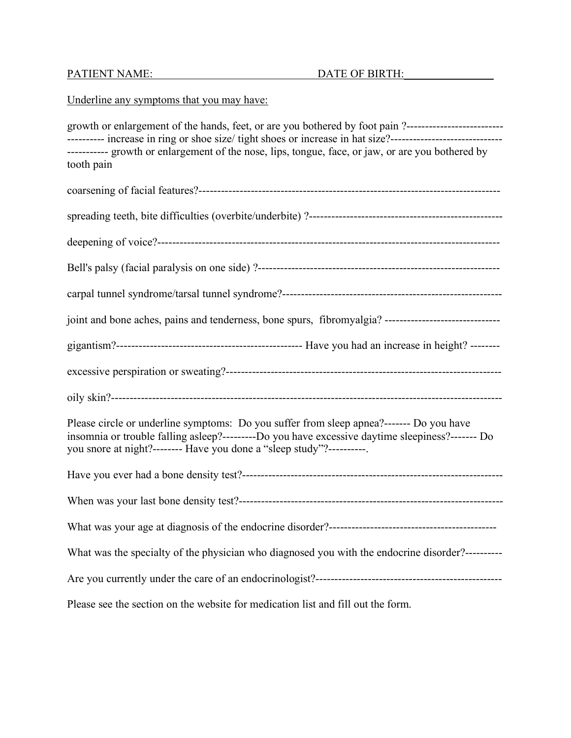PATIENT NAME: DATE OF BIRTH:________________

Underline any symptoms that you may have:

growth or enlargement of the hands, feet, or are you bothered by foot pain ?-------------------------------------- increase in ring or shoe size/ tight shoes or increase in hat size?----------------------------------------- growth or enlargement of the nose, lips, tongue, face, or jaw, or are you bothered by tooth pain

coarsening of facial features?---------------------------------------------------------------------------------

spreading teeth, bite difficulties (overbite/underbite) ?---------------------------------------------------

deepening of voice?-------------------------------------------------------------------------------------------

Bell's palsy (facial paralysis on one side) ?----------------------------------------------------------------

carpal tunnel syndrome/tarsal tunnel syndrome?-----------------------------------------------------------

joint and bone aches, pains and tenderness, bone spurs, fibromyalgia? -------------------------------

gigantism?-------------------------------------------------- Have you had an increase in height? --------

excessive perspiration or sweating?--------------------------------------------------------------------------

oily skin?-------------------------------------------------------------------------------------------------------

Please circle or underline symptoms: Do you suffer from sleep apnea?------- Do you have insomnia or trouble falling asleep?---------Do you have excessive daytime sleepiness?------- Do you snore at night?-------- Have you done a "sleep study"?----------.

Have you ever had a bone density test?---------------------------------------------------------------------

When was your last bone density test?----------------------------------------------------------------------

What was your age at diagnosis of the endocrine disorder?--------------------------------------------

What was the specialty of the physician who diagnosed you with the endocrine disorder?----------

Are you currently under the care of an endocrinologist?-------------------------------------------------

Please see the section on the website for medication list and fill out the form.